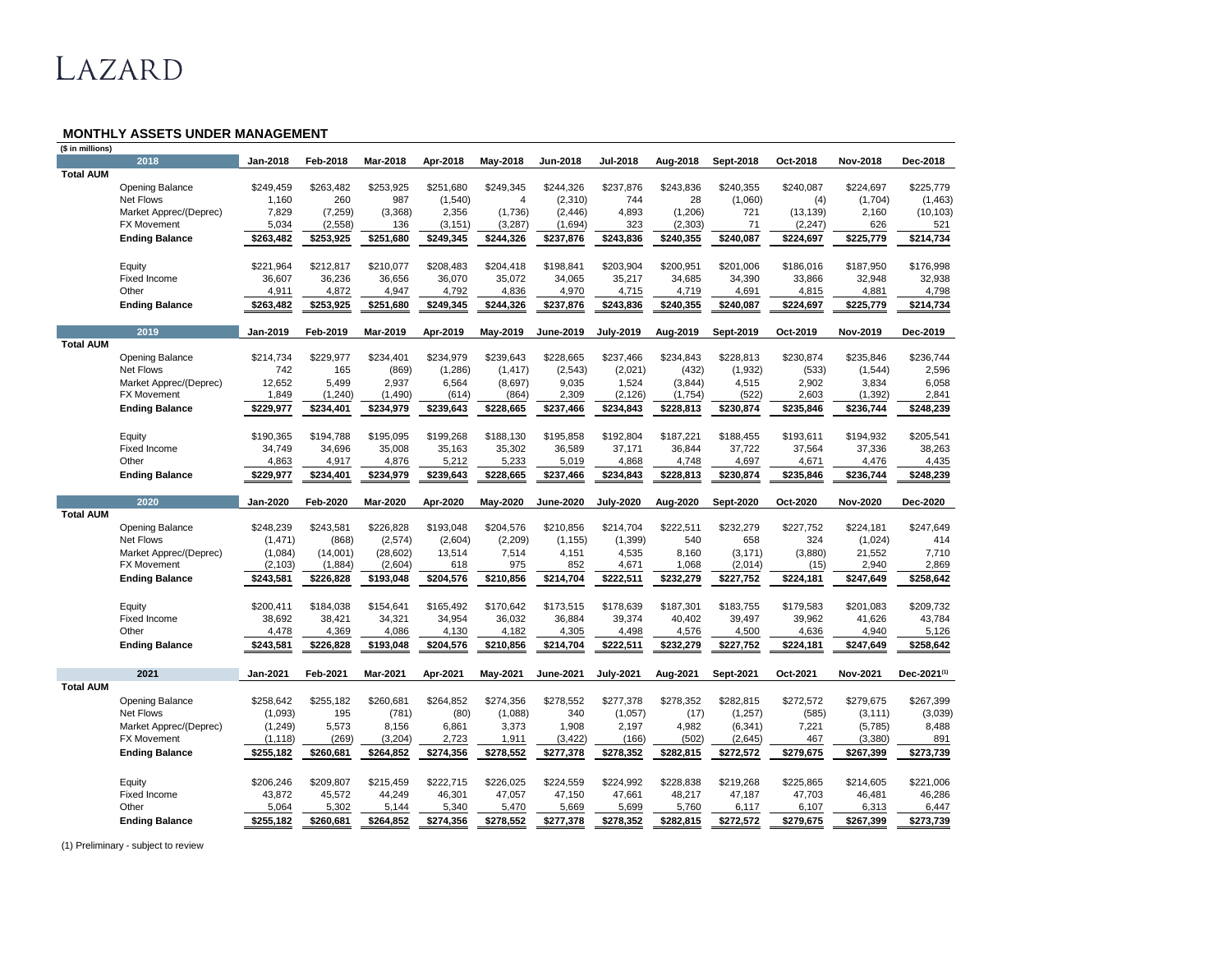# LAZARD

## MONTHLY ASSETS UNDER MANAGEMENT

($ in millions)

| 2018 | | Jan-2018 | Feb-2018 | Mar-2018 | Apr-2018 | May-2018 | Jun-2018 | Jul-2018 | Aug-2018 | Sept-2018 | Oct-2018 | Nov-2018 | Dec-2018 |
|---|---|---|---|---|---|---|---|---|---|---|---|---|---|
| **Total AUM** | | | | | | | | | | | | | |
| | Opening Balance | $249,459 | $263,482 | $253,925 | $251,680 | $249,345 | $244,326 | $237,876 | $243,836 | $240,355 | $240,087 | $224,697 | $225,779 |
| | Net Flows | 1,160 | 260 | 987 | (1,540) | 4 | (2,310) | 744 | 28 | (1,060) | (4) | (1,704) | (1,463) |
| | Market Apprec/(Deprec) | 7,829 | (7,259) | (3,368) | 2,356 | (1,736) | (2,446) | 4,893 | (1,206) | 721 | (13,139) | 2,160 | (10,103) |
| | FX Movement | 5,034 | (2,558) | 136 | (3,151) | (3,287) | (1,694) | 323 | (2,303) | 71 | (2,247) | 626 | 521 |
| | **Ending Balance** | **$263,482** | **$253,925** | **$251,680** | **$249,345** | **$244,326** | **$237,876** | **$243,836** | **$240,355** | **$240,087** | **$224,697** | **$225,779** | **$214,734** |
| | Equity | $221,964 | $212,817 | $210,077 | $208,483 | $204,418 | $198,841 | $203,904 | $200,951 | $201,006 | $186,016 | $187,950 | $176,998 |
| | Fixed Income | 36,607 | 36,236 | 36,656 | 36,070 | 35,072 | 34,065 | 35,217 | 34,685 | 34,390 | 33,866 | 32,948 | 32,938 |
| | Other | 4,911 | 4,872 | 4,947 | 4,792 | 4,836 | 4,970 | 4,715 | 4,719 | 4,691 | 4,815 | 4,881 | 4,798 |
| | **Ending Balance** | **$263,482** | **$253,925** | **$251,680** | **$249,345** | **$244,326** | **$237,876** | **$243,836** | **$240,355** | **$240,087** | **$224,697** | **$225,779** | **$214,734** |

| 2019 | | Jan-2019 | Feb-2019 | Mar-2019 | Apr-2019 | May-2019 | June-2019 | July-2019 | Aug-2019 | Sept-2019 | Oct-2019 | Nov-2019 | Dec-2019 |
|---|---|---|---|---|---|---|---|---|---|---|---|---|---|
| **Total AUM** | | | | | | | | | | | | | |
| | Opening Balance | $214,734 | $229,977 | $234,401 | $234,979 | $239,643 | $228,665 | $237,466 | $234,843 | $228,813 | $230,874 | $235,846 | $236,744 |
| | Net Flows | 742 | 165 | (869) | (1,286) | (1,417) | (2,543) | (2,021) | (432) | (1,932) | (533) | (1,544) | 2,596 |
| | Market Apprec/(Deprec) | 12,652 | 5,499 | 2,937 | 6,564 | (8,697) | 9,035 | 1,524 | (3,844) | 4,515 | 2,902 | 3,834 | 6,058 |
| | FX Movement | 1,849 | (1,240) | (1,490) | (614) | (864) | 2,309 | (2,126) | (1,754) | (522) | 2,603 | (1,392) | 2,841 |
| | **Ending Balance** | **$229,977** | **$234,401** | **$234,979** | **$239,643** | **$228,665** | **$237,466** | **$234,843** | **$228,813** | **$230,874** | **$235,846** | **$236,744** | **$248,239** |
| | Equity | $190,365 | $194,788 | $195,095 | $199,268 | $188,130 | $195,858 | $192,804 | $187,221 | $188,455 | $193,611 | $194,932 | $205,541 |
| | Fixed Income | 34,749 | 34,696 | 35,008 | 35,163 | 35,302 | 36,589 | 37,171 | 36,844 | 37,722 | 37,564 | 37,336 | 38,263 |
| | Other | 4,863 | 4,917 | 4,876 | 5,212 | 5,233 | 5,019 | 4,868 | 4,748 | 4,697 | 4,671 | 4,476 | 4,435 |
| | **Ending Balance** | **$229,977** | **$234,401** | **$234,979** | **$239,643** | **$228,665** | **$237,466** | **$234,843** | **$228,813** | **$230,874** | **$235,846** | **$236,744** | **$248,239** |

| 2020 | | Jan-2020 | Feb-2020 | Mar-2020 | Apr-2020 | May-2020 | June-2020 | July-2020 | Aug-2020 | Sept-2020 | Oct-2020 | Nov-2020 | Dec-2020 |
|---|---|---|---|---|---|---|---|---|---|---|---|---|---|
| **Total AUM** | | | | | | | | | | | | | |
| | Opening Balance | $248,239 | $243,581 | $226,828 | $193,048 | $204,576 | $210,856 | $214,704 | $222,511 | $232,279 | $227,752 | $224,181 | $247,649 |
| | Net Flows | (1,471) | (868) | (2,574) | (2,604) | (2,209) | (1,155) | (1,399) | 540 | 658 | 324 | (1,024) | 414 |
| | Market Apprec/(Deprec) | (1,084) | (14,001) | (28,602) | 13,514 | 7,514 | 4,151 | 4,535 | 8,160 | (3,171) | (3,880) | 21,552 | 7,710 |
| | FX Movement | (2,103) | (1,884) | (2,604) | 618 | 975 | 852 | 4,671 | 1,068 | (2,014) | (15) | 2,940 | 2,869 |
| | **Ending Balance** | **$243,581** | **$226,828** | **$193,048** | **$204,576** | **$210,856** | **$214,704** | **$222,511** | **$232,279** | **$227,752** | **$224,181** | **$247,649** | **$258,642** |
| | Equity | $200,411 | $184,038 | $154,641 | $165,492 | $170,642 | $173,515 | $178,639 | $187,301 | $183,755 | $179,583 | $201,083 | $209,732 |
| | Fixed Income | 38,692 | 38,421 | 34,321 | 34,954 | 36,032 | 36,884 | 39,374 | 40,402 | 39,497 | 39,962 | 41,626 | 43,784 |
| | Other | 4,478 | 4,369 | 4,086 | 4,130 | 4,182 | 4,305 | 4,498 | 4,576 | 4,500 | 4,636 | 4,940 | 5,126 |
| | **Ending Balance** | **$243,581** | **$226,828** | **$193,048** | **$204,576** | **$210,856** | **$214,704** | **$222,511** | **$232,279** | **$227,752** | **$224,181** | **$247,649** | **$258,642** |

| 2021 | | Jan-2021 | Feb-2021 | Mar-2021 | Apr-2021 | May-2021 | June-2021 | July-2021 | Aug-2021 | Sept-2021 | Oct-2021 | Nov-2021 | Dec-2021[1] |
|---|---|---|---|---|---|---|---|---|---|---|---|---|---|
| **Total AUM** | | | | | | | | | | | | | |
| | Opening Balance | $258,642 | $255,182 | $260,681 | $264,852 | $274,356 | $278,552 | $277,378 | $278,352 | $282,815 | $272,572 | $279,675 | $267,399 |
| | Net Flows | (1,093) | 195 | (781) | (80) | (1,088) | 340 | (1,057) | (17) | (1,257) | (585) | (3,111) | (3,039) |
| | Market Apprec/(Deprec) | (1,249) | 5,573 | 8,156 | 6,861 | 3,373 | 1,908 | 2,197 | 4,982 | (6,341) | 7,221 | (5,785) | 8,488 |
| | FX Movement | (1,118) | (269) | (3,204) | 2,723 | 1,911 | (3,422) | (166) | (502) | (2,645) | 467 | (3,380) | 891 |
| | **Ending Balance** | **$255,182** | **$260,681** | **$264,852** | **$274,356** | **$278,552** | **$277,378** | **$278,352** | **$282,815** | **$272,572** | **$279,675** | **$267,399** | **$273,739** |
| | Equity | $206,246 | $209,807 | $215,459 | $222,715 | $226,025 | $224,559 | $224,992 | $228,838 | $219,268 | $225,865 | $214,605 | $221,006 |
| | Fixed Income | 43,872 | 45,572 | 44,249 | 46,301 | 47,057 | 47,150 | 47,661 | 48,217 | 47,187 | 47,703 | 46,481 | 46,286 |
| | Other | 5,064 | 5,302 | 5,144 | 5,340 | 5,470 | 5,669 | 5,699 | 5,760 | 6,117 | 6,107 | 6,313 | 6,447 |
| | **Ending Balance** | **$255,182** | **$260,681** | **$264,852** | **$274,356** | **$278,552** | **$277,378** | **$278,352** | **$282,815** | **$272,572** | **$279,675** | **$267,399** | **$273,739** |

(1) Preliminary - subject to review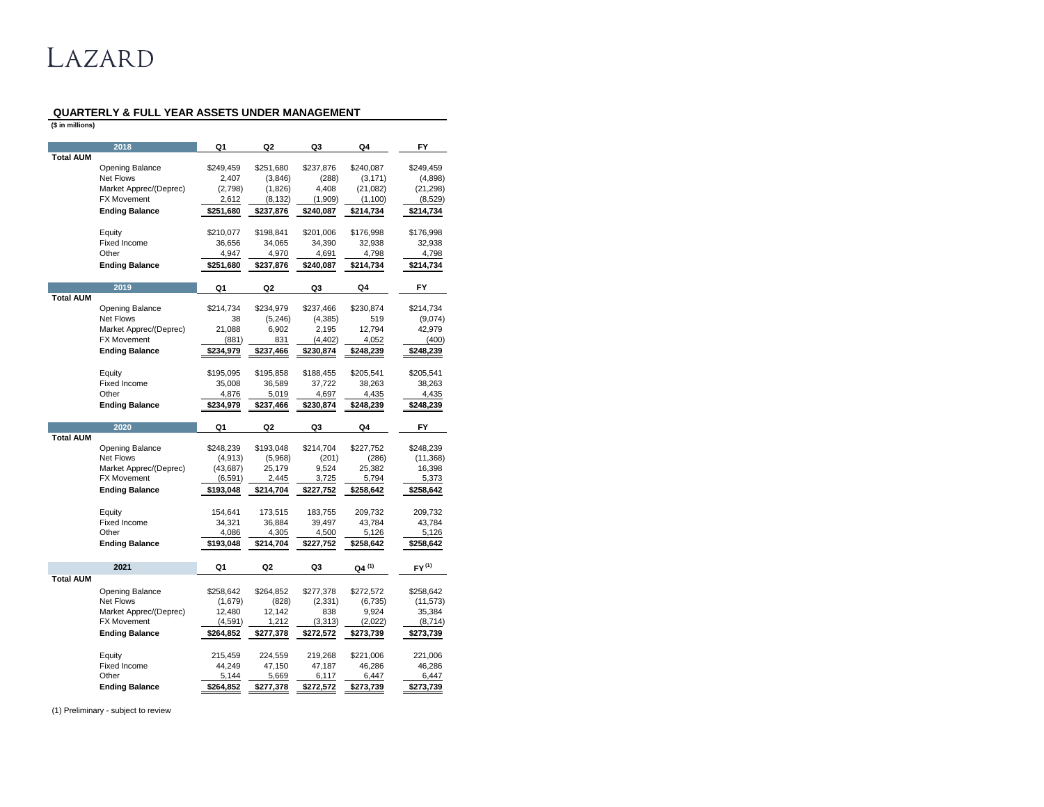LAZARD

## QUARTERLY & FULL YEAR ASSETS UNDER MANAGEMENT

**($ in millions)**

| 2018 | | Q1 | Q2 | Q3 | Q4 | FY |
|---|---|---|---|---|---|---|
| **Total AUM** | | | | | | |
| | Opening Balance | $249,459 | $251,680 | $237,876 | $240,087 | $249,459 |
| | Net Flows | 2,407 | (3,846) | (288) | (3,171) | (4,898) |
| | Market Apprec/(Deprec) | (2,798) | (1,826) | 4,408 | (21,082) | (21,298) |
| | FX Movement | 2,612 | (8,132) | (1,909) | (1,100) | (8,529) |
| | **Ending Balance** | **$251,680** | **$237,876** | **$240,087** | **$214,734** | **$214,734** |
| | | | | | | |
| | Equity | $210,077 | $198,841 | $201,006 | $176,998 | $176,998 |
| | Fixed Income | 36,656 | 34,065 | 34,390 | 32,938 | 32,938 |
| | Other | 4,947 | 4,970 | 4,691 | 4,798 | 4,798 |
| | **Ending Balance** | **$251,680** | **$237,876** | **$240,087** | **$214,734** | **$214,734** |

| 2019 | | Q1 | Q2 | Q3 | Q4 | FY |
|---|---|---|---|---|---|---|
| **Total AUM** | | | | | | |
| | Opening Balance | $214,734 | $234,979 | $237,466 | $230,874 | $214,734 |
| | Net Flows | 38 | (5,246) | (4,385) | 519 | (9,074) |
| | Market Apprec/(Deprec) | 21,088 | 6,902 | 2,195 | 12,794 | 42,979 |
| | FX Movement | (881) | 831 | (4,402) | 4,052 | (400) |
| | **Ending Balance** | **$234,979** | **$237,466** | **$230,874** | **$248,239** | **$248,239** |
| | | | | | | |
| | Equity | $195,095 | $195,858 | $188,455 | $205,541 | $205,541 |
| | Fixed Income | 35,008 | 36,589 | 37,722 | 38,263 | 38,263 |
| | Other | 4,876 | 5,019 | 4,697 | 4,435 | 4,435 |
| | **Ending Balance** | **$234,979** | **$237,466** | **$230,874** | **$248,239** | **$248,239** |

| 2020 | | Q1 | Q2 | Q3 | Q4 | FY |
|---|---|---|---|---|---|---|
| **Total AUM** | | | | | | |
| | Opening Balance | $248,239 | $193,048 | $214,704 | $227,752 | $248,239 |
| | Net Flows | (4,913) | (5,968) | (201) | (286) | (11,368) |
| | Market Apprec/(Deprec) | (43,687) | 25,179 | 9,524 | 25,382 | 16,398 |
| | FX Movement | (6,591) | 2,445 | 3,725 | 5,794 | 5,373 |
| | **Ending Balance** | **$193,048** | **$214,704** | **$227,752** | **$258,642** | **$258,642** |
| | | | | | | |
| | Equity | 154,641 | 173,515 | 183,755 | 209,732 | 209,732 |
| | Fixed Income | 34,321 | 36,884 | 39,497 | 43,784 | 43,784 |
| | Other | 4,086 | 4,305 | 4,500 | 5,126 | 5,126 |
| | **Ending Balance** | **$193,048** | **$214,704** | **$227,752** | **$258,642** | **$258,642** |

| 2021 | | Q1 | Q2 | Q3 | Q4 (1) | FY (1) |
|---|---|---|---|---|---|---|
| **Total AUM** | | | | | | |
| | Opening Balance | $258,642 | $264,852 | $277,378 | $272,572 | $258,642 |
| | Net Flows | (1,679) | (828) | (2,331) | (6,735) | (11,573) |
| | Market Apprec/(Deprec) | 12,480 | 12,142 | 838 | 9,924 | 35,384 |
| | FX Movement | (4,591) | 1,212 | (3,313) | (2,022) | (8,714) |
| | **Ending Balance** | **$264,852** | **$277,378** | **$272,572** | **$273,739** | **$273,739** |
| | | | | | | |
| | Equity | 215,459 | 224,559 | 219,268 | $221,006 | 221,006 |
| | Fixed Income | 44,249 | 47,150 | 47,187 | 46,286 | 46,286 |
| | Other | 5,144 | 5,669 | 6,117 | 6,447 | 6,447 |
| | **Ending Balance** | **$264,852** | **$277,378** | **$272,572** | **$273,739** | **$273,739** |

(1) Preliminary - subject to review